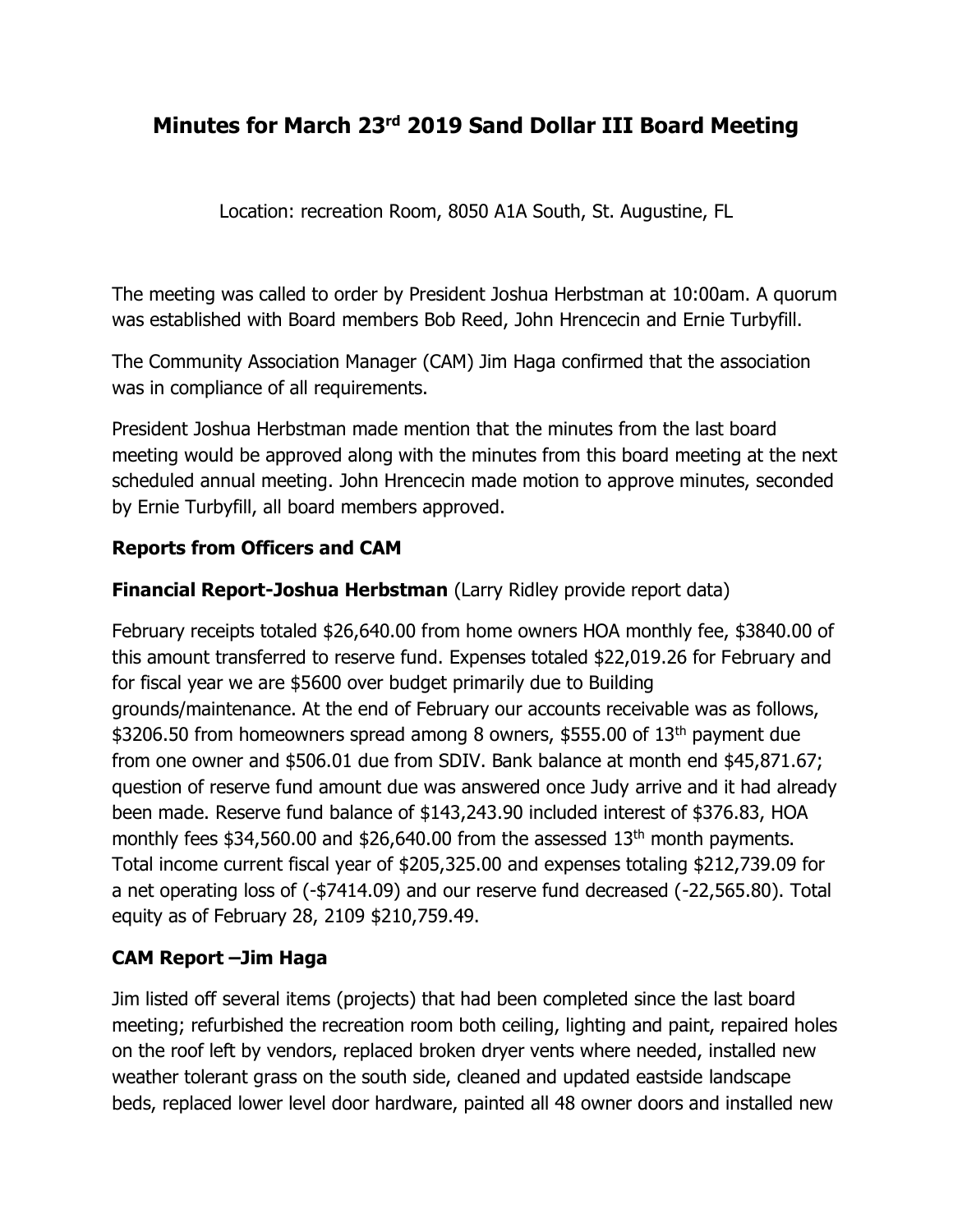# Minutes for March 23rd 2019 Sand Dollar III Board Meeting

Location: recreation Room, 8050 A1A South, St. Augustine, FL

The meeting was called to order by President Joshua Herbstman at 10:00am. A quorum was established with Board members Bob Reed, John Hrencecin and Ernie Turbyfill.

The Community Association Manager (CAM) Jim Haga confirmed that the association was in compliance of all requirements.

President Joshua Herbstman made mention that the minutes from the last board meeting would be approved along with the minutes from this board meeting at the next scheduled annual meeting. John Hrencecin made motion to approve minutes, seconded by Ernie Turbyfill, all board members approved.

**Reports from Officers and CAM**

**Financial Report-Joshua Herbstman** (Larry Ridley provide report data)

February receipts totaled $26,640.00 from home owners HOA monthly fee, $3840.00 of this amount transferred to reserve fund. Expenses totaled $22,019.26 for February and for fiscal year we are $5600 over budget primarily due to Building grounds/maintenance. At the end of February our accounts receivable was as follows, $3206.50 from homeowners spread among 8 owners, $555.00 of 13th payment due from one owner and $506.01 due from SDIV. Bank balance at month end $45,871.67; question of reserve fund amount due was answered once Judy arrive and it had already been made. Reserve fund balance of $143,243.90 included interest of $376.83, HOA monthly fees $34,560.00 and $26,640.00 from the assessed 13th month payments. Total income current fiscal year of $205,325.00 and expenses totaling $212,739.09 for a net operating loss of (-$7414.09) and our reserve fund decreased (-22,565.80). Total equity as of February 28, 2109 $210,759.49.

**CAM Report –Jim Haga**

Jim listed off several items (projects) that had been completed since the last board meeting; refurbished the recreation room both ceiling, lighting and paint, repaired holes on the roof left by vendors, replaced broken dryer vents where needed, installed new weather tolerant grass on the south side, cleaned and updated eastside landscape beds, replaced lower level door hardware, painted all 48 owner doors and installed new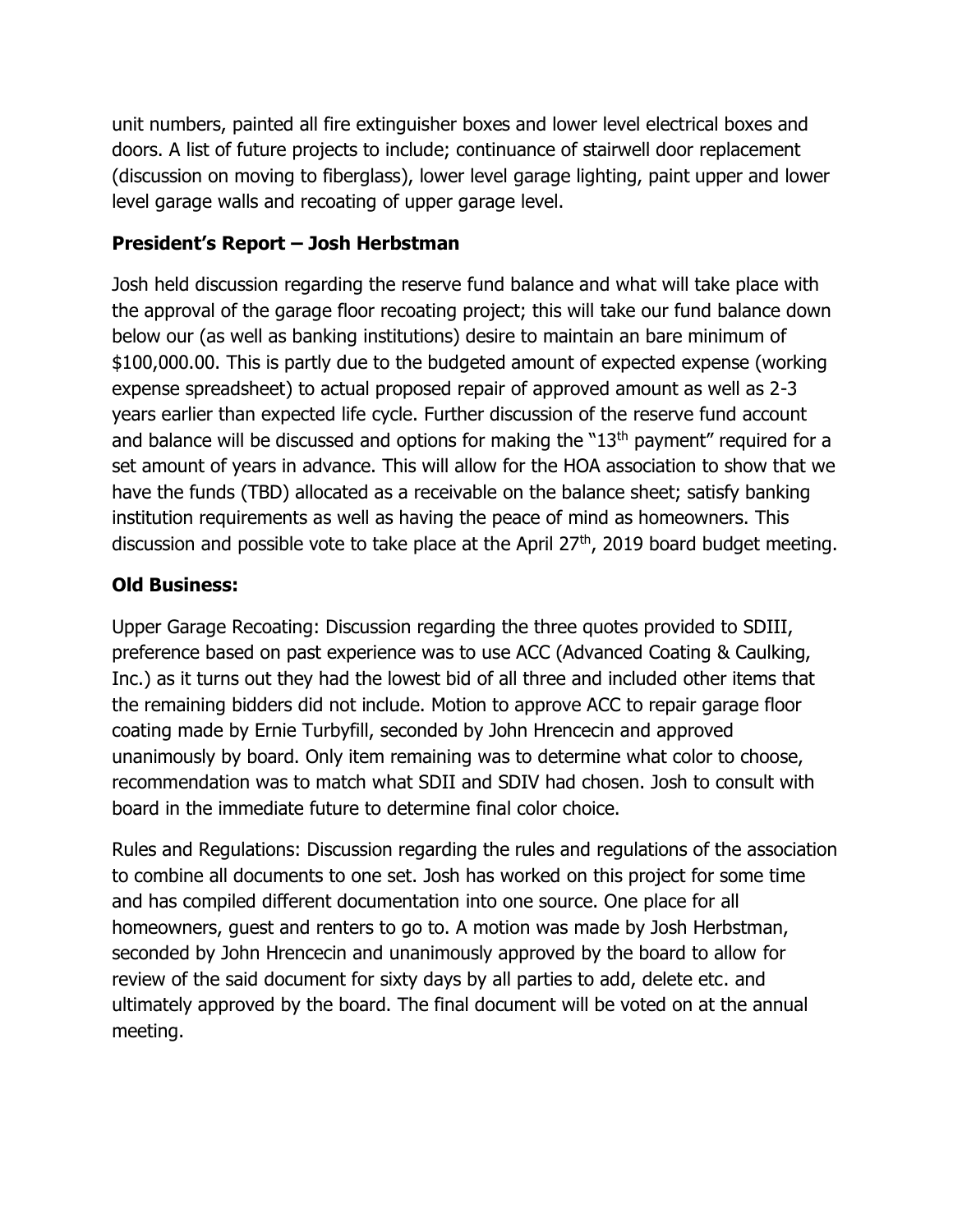unit numbers, painted all fire extinguisher boxes and lower level electrical boxes and doors. A list of future projects to include; continuance of stairwell door replacement (discussion on moving to fiberglass), lower level garage lighting, paint upper and lower level garage walls and recoating of upper garage level.

**President's Report – Josh Herbstman**

Josh held discussion regarding the reserve fund balance and what will take place with the approval of the garage floor recoating project; this will take our fund balance down below our (as well as banking institutions) desire to maintain an bare minimum of $100,000.00. This is partly due to the budgeted amount of expected expense (working expense spreadsheet) to actual proposed repair of approved amount as well as 2-3 years earlier than expected life cycle. Further discussion of the reserve fund account and balance will be discussed and options for making the "13th payment" required for a set amount of years in advance. This will allow for the HOA association to show that we have the funds (TBD) allocated as a receivable on the balance sheet; satisfy banking institution requirements as well as having the peace of mind as homeowners. This discussion and possible vote to take place at the April 27th, 2019 board budget meeting.

**Old Business:**

Upper Garage Recoating: Discussion regarding the three quotes provided to SDIII, preference based on past experience was to use ACC (Advanced Coating & Caulking, Inc.) as it turns out they had the lowest bid of all three and included other items that the remaining bidders did not include. Motion to approve ACC to repair garage floor coating made by Ernie Turbyfill, seconded by John Hrencecin and approved unanimously by board. Only item remaining was to determine what color to choose, recommendation was to match what SDII and SDIV had chosen. Josh to consult with board in the immediate future to determine final color choice.

Rules and Regulations: Discussion regarding the rules and regulations of the association to combine all documents to one set. Josh has worked on this project for some time and has compiled different documentation into one source. One place for all homeowners, guest and renters to go to. A motion was made by Josh Herbstman, seconded by John Hrencecin and unanimously approved by the board to allow for review of the said document for sixty days by all parties to add, delete etc. and ultimately approved by the board. The final document will be voted on at the annual meeting.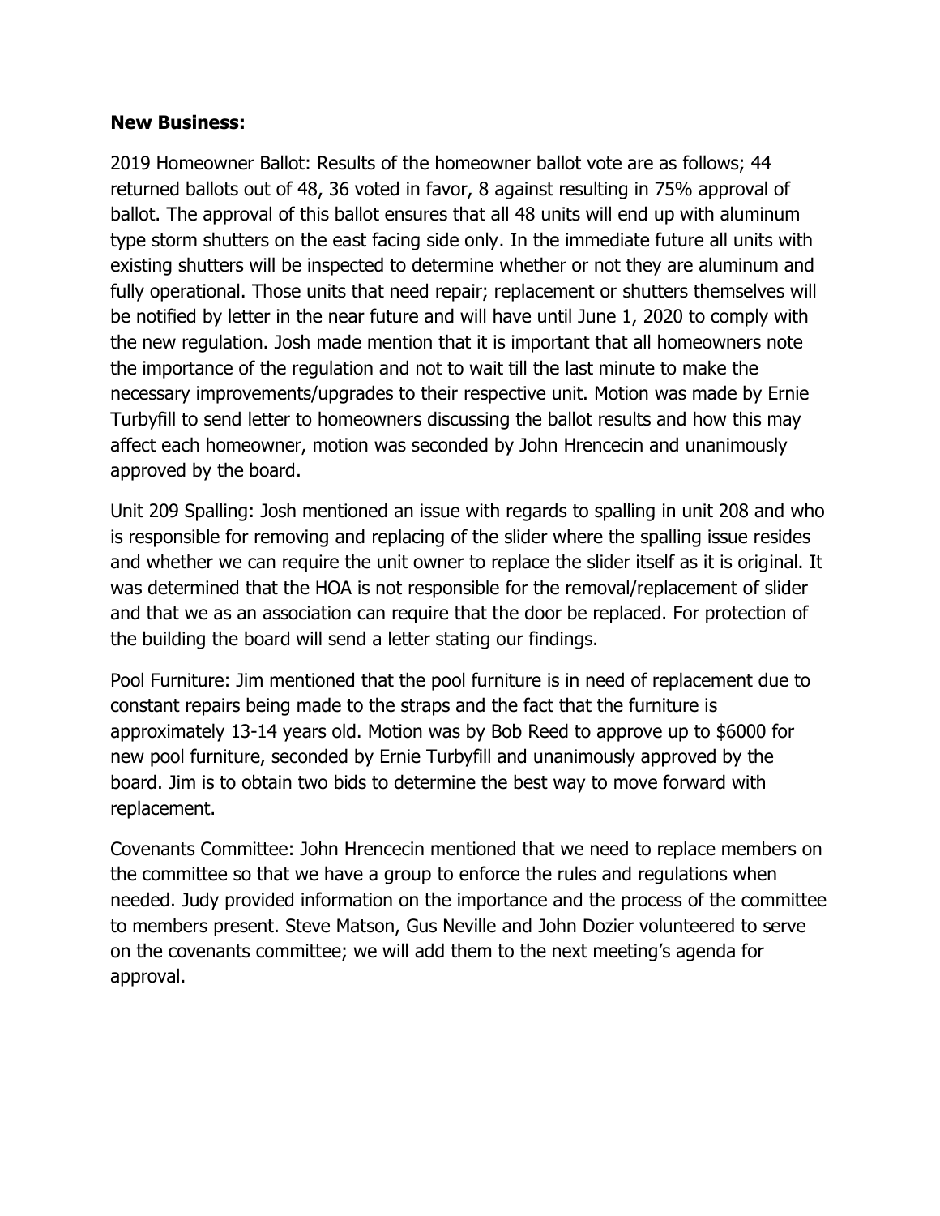**New Business:**

2019 Homeowner Ballot: Results of the homeowner ballot vote are as follows; 44 returned ballots out of 48, 36 voted in favor, 8 against resulting in 75% approval of ballot. The approval of this ballot ensures that all 48 units will end up with aluminum type storm shutters on the east facing side only. In the immediate future all units with existing shutters will be inspected to determine whether or not they are aluminum and fully operational. Those units that need repair; replacement or shutters themselves will be notified by letter in the near future and will have until June 1, 2020 to comply with the new regulation. Josh made mention that it is important that all homeowners note the importance of the regulation and not to wait till the last minute to make the necessary improvements/upgrades to their respective unit. Motion was made by Ernie Turbyfill to send letter to homeowners discussing the ballot results and how this may affect each homeowner, motion was seconded by John Hrencecin and unanimously approved by the board.

Unit 209 Spalling: Josh mentioned an issue with regards to spalling in unit 208 and who is responsible for removing and replacing of the slider where the spalling issue resides and whether we can require the unit owner to replace the slider itself as it is original. It was determined that the HOA is not responsible for the removal/replacement of slider and that we as an association can require that the door be replaced. For protection of the building the board will send a letter stating our findings.

Pool Furniture: Jim mentioned that the pool furniture is in need of replacement due to constant repairs being made to the straps and the fact that the furniture is approximately 13-14 years old. Motion was by Bob Reed to approve up to $6000 for new pool furniture, seconded by Ernie Turbyfill and unanimously approved by the board. Jim is to obtain two bids to determine the best way to move forward with replacement.

Covenants Committee: John Hrencecin mentioned that we need to replace members on the committee so that we have a group to enforce the rules and regulations when needed. Judy provided information on the importance and the process of the committee to members present. Steve Matson, Gus Neville and John Dozier volunteered to serve on the covenants committee; we will add them to the next meeting's agenda for approval.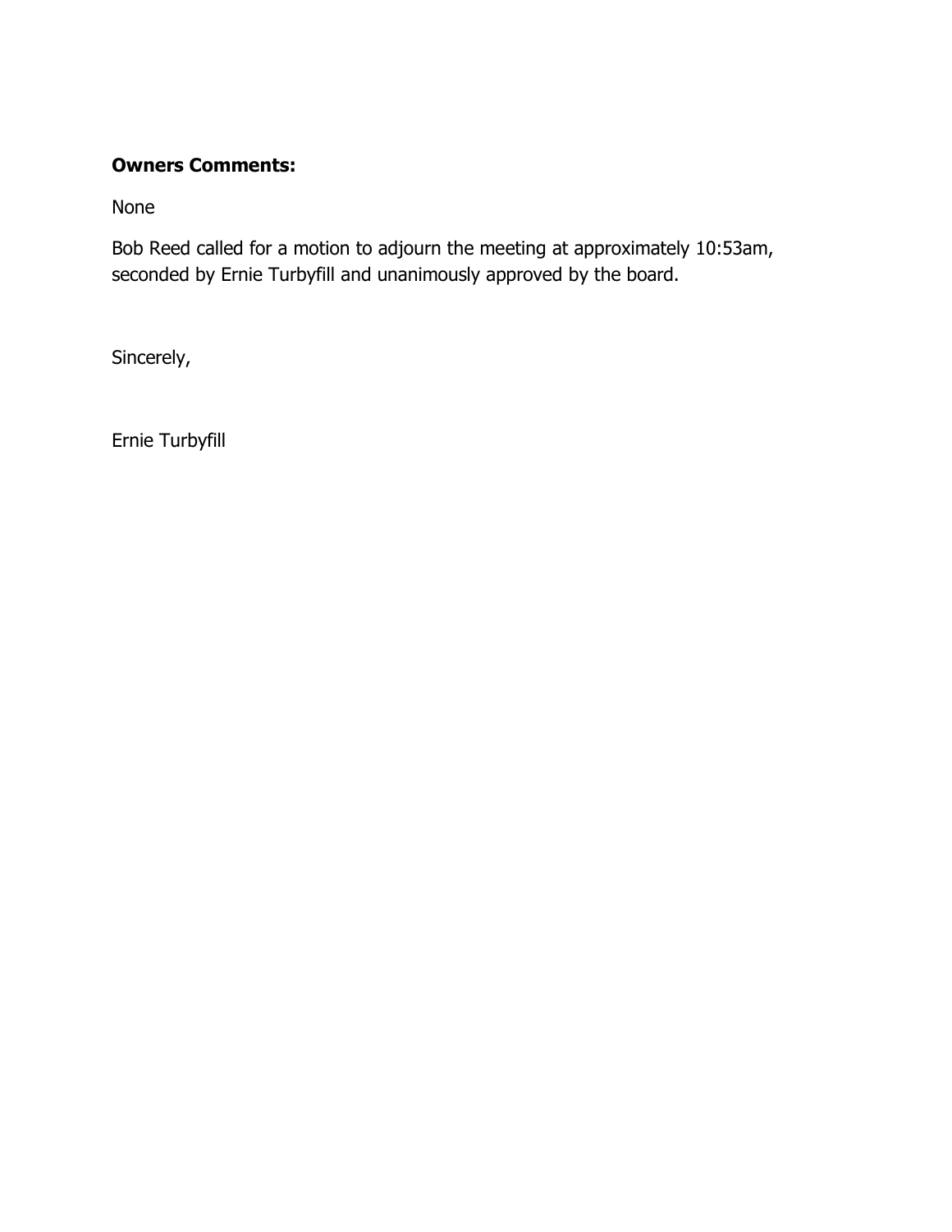**Owners Comments:**

None

Bob Reed called for a motion to adjourn the meeting at approximately 10:53am, seconded by Ernie Turbyfill and unanimously approved by the board.

Sincerely,

Ernie Turbyfill